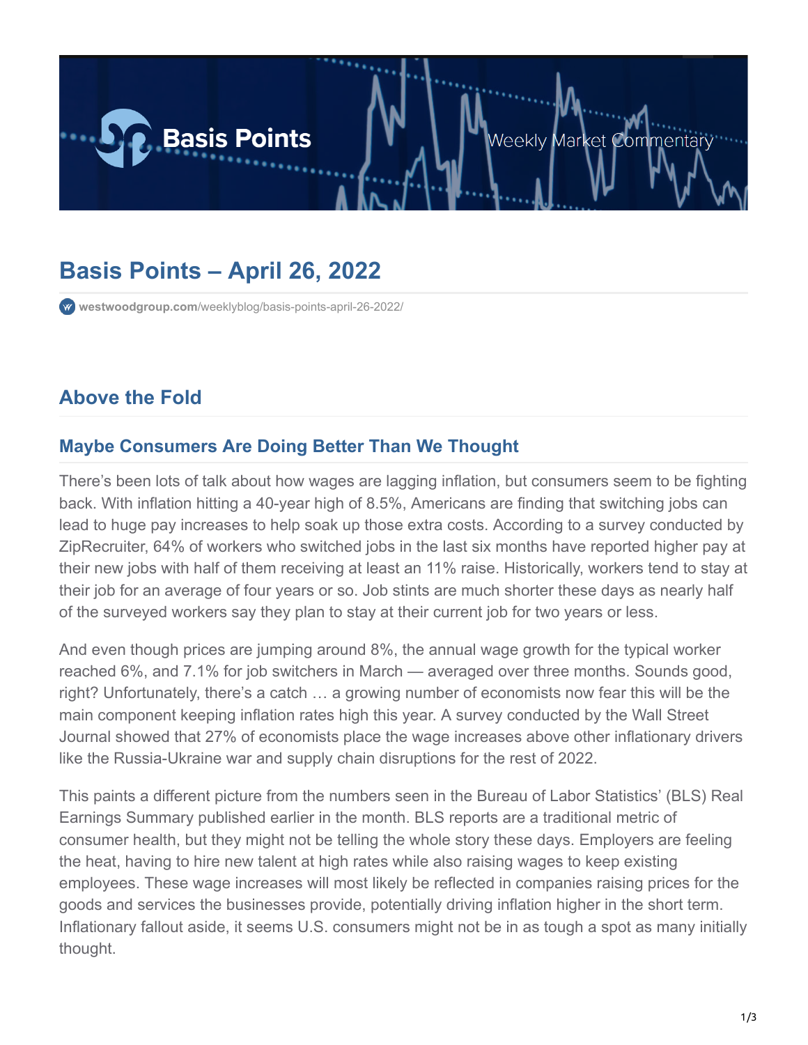# Basis Points – April 26, 2022

westwoodgroup.com/weeklyblog/basis-points-april-26-2022/

## Above the Fold

### Maybe Consumers Are Doing Better Than We Thought

There's been lots of talk about how wages are lagging inflation, but consumers seem to be fighting back. With inflation hitting a 40-year high of 8.5%, Americans are finding that switching jobs can lead to huge pay increases to help soak up those extra costs. According to a survey conducted by ZipRecruiter, 64% of workers who switched jobs in the last six months have reported higher pay at their new jobs with half of them receiving at least an 11% raise. Historically, workers tend to stay at their job for an average of four years or so. Job stints are much shorter these days as nearly half of the surveyed workers say they plan to stay at their current job for two years or less.

And even though prices are jumping around 8%, the annual wage growth for the typical worker reached 6%, and 7.1% for job switchers in March — averaged over three months. Sounds good, right? Unfortunately, there's a catch … a growing number of economists now fear this will be the main component keeping inflation rates high this year. A survey conducted by the Wall Street Journal showed that 27% of economists place the wage increases above other inflationary drivers like the Russia-Ukraine war and supply chain disruptions for the rest of 2022.

This paints a different picture from the numbers seen in the Bureau of Labor Statistics' (BLS) Real Earnings Summary published earlier in the month. BLS reports are a traditional metric of consumer health, but they might not be telling the whole story these days. Employers are feeling the heat, having to hire new talent at high rates while also raising wages to keep existing employees. These wage increases will most likely be reflected in companies raising prices for the goods and services the businesses provide, potentially driving inflation higher in the short term. Inflationary fallout aside, it seems U.S. consumers might not be in as tough a spot as many initially thought.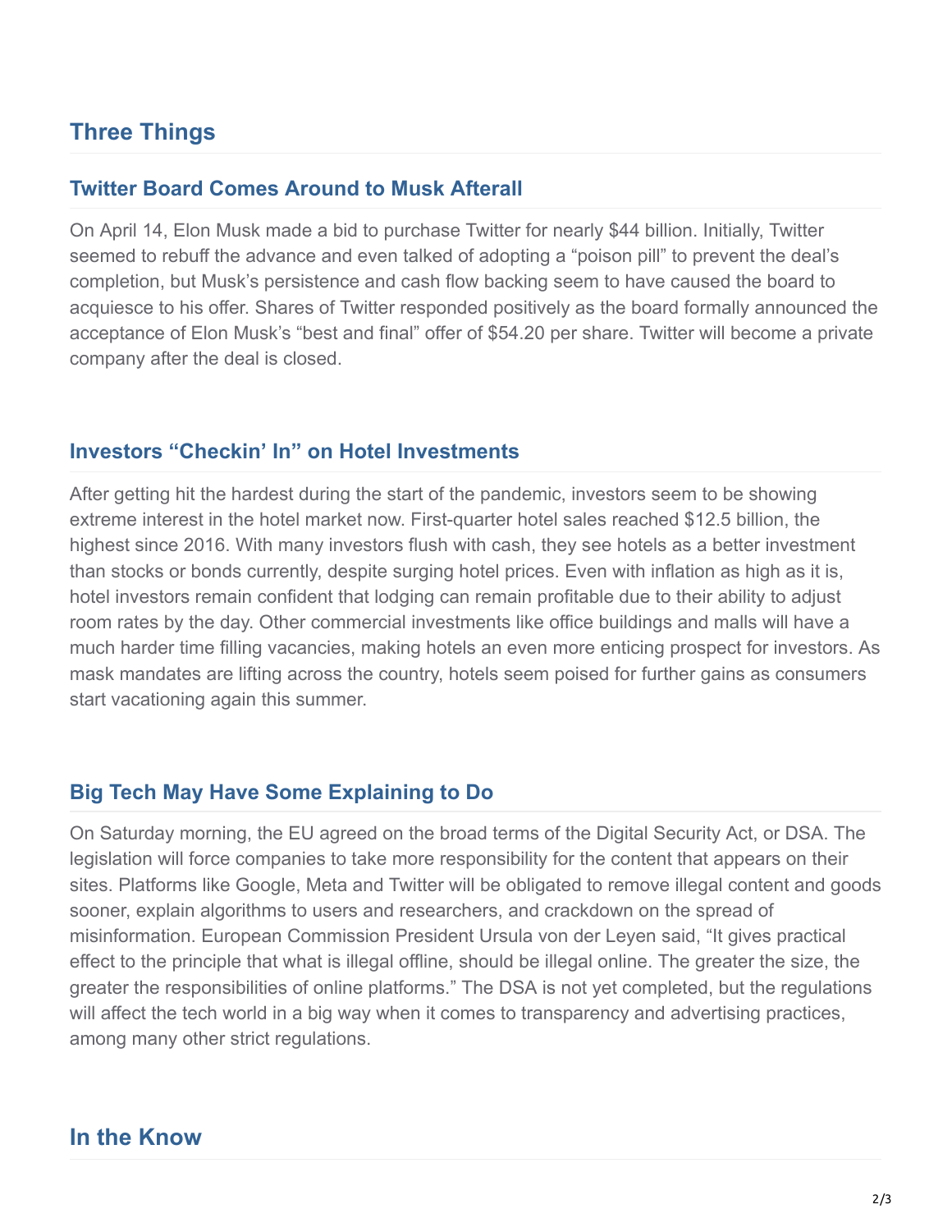## Three Things

### Twitter Board Comes Around to Musk Afterall

On April 14, Elon Musk made a bid to purchase Twitter for nearly $44 billion. Initially, Twitter seemed to rebuff the advance and even talked of adopting a “poison pill” to prevent the deal’s completion, but Musk’s persistence and cash flow backing seem to have caused the board to acquiesce to his offer. Shares of Twitter responded positively as the board formally announced the acceptance of Elon Musk’s “best and final” offer of $54.20 per share. Twitter will become a private company after the deal is closed.

### Investors “Checkin’ In” on Hotel Investments

After getting hit the hardest during the start of the pandemic, investors seem to be showing extreme interest in the hotel market now. First-quarter hotel sales reached $12.5 billion, the highest since 2016. With many investors flush with cash, they see hotels as a better investment than stocks or bonds currently, despite surging hotel prices. Even with inflation as high as it is, hotel investors remain confident that lodging can remain profitable due to their ability to adjust room rates by the day. Other commercial investments like office buildings and malls will have a much harder time filling vacancies, making hotels an even more enticing prospect for investors. As mask mandates are lifting across the country, hotels seem poised for further gains as consumers start vacationing again this summer.

### Big Tech May Have Some Explaining to Do

On Saturday morning, the EU agreed on the broad terms of the Digital Security Act, or DSA. The legislation will force companies to take more responsibility for the content that appears on their sites. Platforms like Google, Meta and Twitter will be obligated to remove illegal content and goods sooner, explain algorithms to users and researchers, and crackdown on the spread of misinformation. European Commission President Ursula von der Leyen said, “It gives practical effect to the principle that what is illegal offline, should be illegal online. The greater the size, the greater the responsibilities of online platforms.” The DSA is not yet completed, but the regulations will affect the tech world in a big way when it comes to transparency and advertising practices, among many other strict regulations.

## In the Know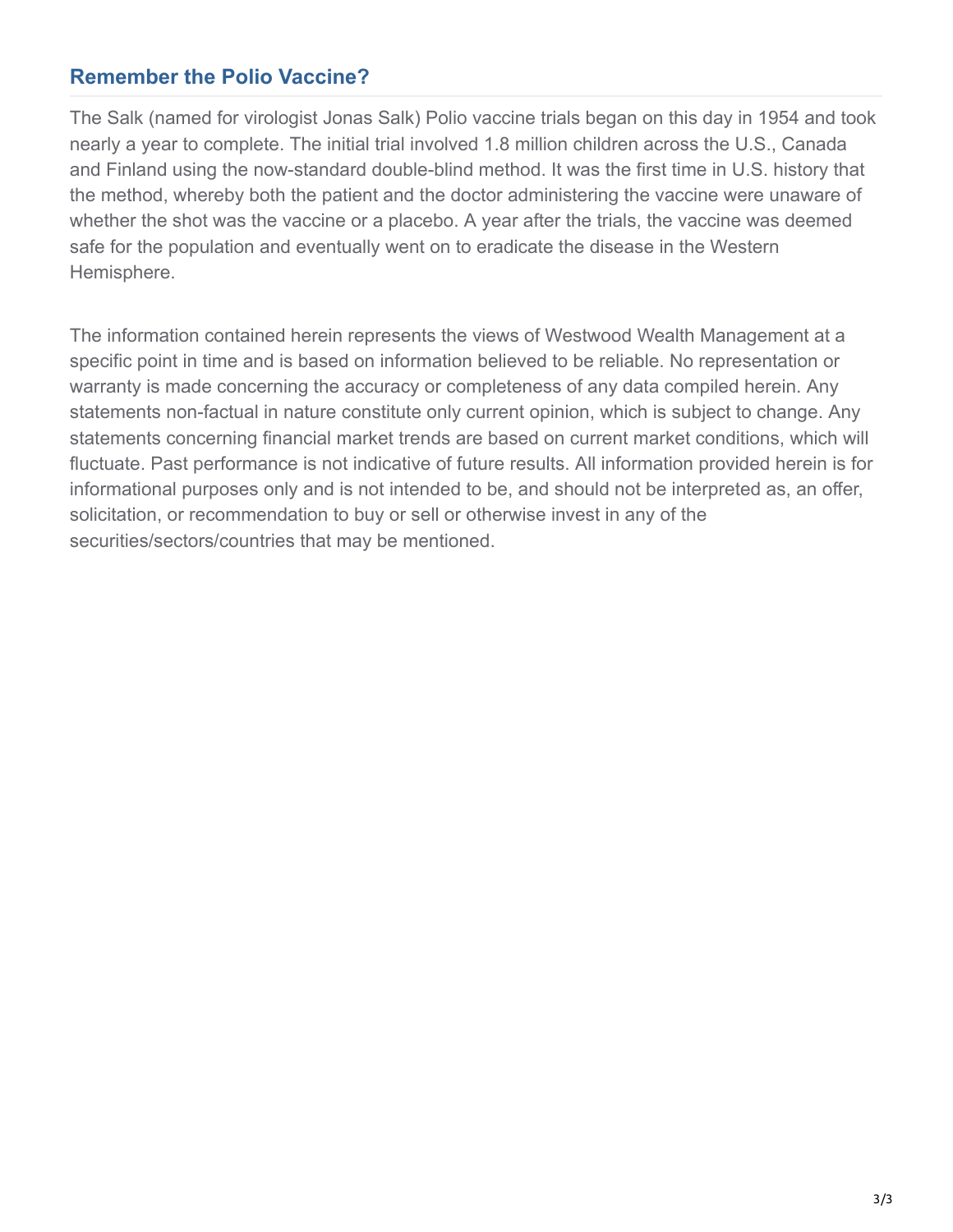## Remember the Polio Vaccine?

The Salk (named for virologist Jonas Salk) Polio vaccine trials began on this day in 1954 and took nearly a year to complete. The initial trial involved 1.8 million children across the U.S., Canada and Finland using the now-standard double-blind method. It was the first time in U.S. history that the method, whereby both the patient and the doctor administering the vaccine were unaware of whether the shot was the vaccine or a placebo. A year after the trials, the vaccine was deemed safe for the population and eventually went on to eradicate the disease in the Western Hemisphere.

The information contained herein represents the views of Westwood Wealth Management at a specific point in time and is based on information believed to be reliable. No representation or warranty is made concerning the accuracy or completeness of any data compiled herein. Any statements non-factual in nature constitute only current opinion, which is subject to change. Any statements concerning financial market trends are based on current market conditions, which will fluctuate. Past performance is not indicative of future results. All information provided herein is for informational purposes only and is not intended to be, and should not be interpreted as, an offer, solicitation, or recommendation to buy or sell or otherwise invest in any of the securities/sectors/countries that may be mentioned.